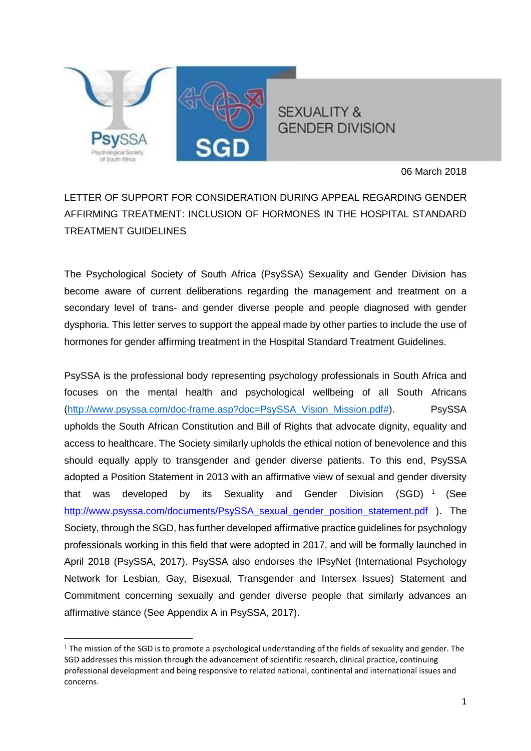SEXUALITY & GENDER DIVISION

06 March 2018

LETTER OF SUPPORT FOR CONSIDERATION DURING APPEAL REGARDING GENDER AFFIRMING TREATMENT: INCLUSION OF HORMONES IN THE HOSPITAL STANDARD TREATMENT GUIDELINES

The Psychological Society of South Africa (PsySSA) Sexuality and Gender Division has become aware of current deliberations regarding the management and treatment on a secondary level of trans- and gender diverse people and people diagnosed with gender dysphoria. This letter serves to support the appeal made by other parties to include the use of hormones for gender affirming treatment in the Hospital Standard Treatment Guidelines.

PsySSA is the professional body representing psychology professionals in South Africa and focuses on the mental health and psychological wellbeing of all South Africans (http://www.psyssa.com/doc-frame.asp?doc=PsySSA_Vision_Mission.pdf#). PsySSA upholds the South African Constitution and Bill of Rights that advocate dignity, equality and access to healthcare. The Society similarly upholds the ethical notion of benevolence and this should equally apply to transgender and gender diverse patients. To this end, PsySSA adopted a Position Statement in 2013 with an affirmative view of sexual and gender diversity that was developed by its Sexuality and Gender Division (SGD) [1] (See http://www.psyssa.com/documents/PsySSA_sexual_gender_position_statement.pdf ). The Society, through the SGD, has further developed affirmative practice guidelines for psychology professionals working in this field that were adopted in 2017, and will be formally launched in April 2018 (PsySSA, 2017). PsySSA also endorses the IPsyNet (International Psychology Network for Lesbian, Gay, Bisexual, Transgender and Intersex Issues) Statement and Commitment concerning sexually and gender diverse people that similarly advances an affirmative stance (See Appendix A in PsySSA, 2017).

[1] The mission of the SGD is to promote a psychological understanding of the fields of sexuality and gender. The SGD addresses this mission through the advancement of scientific research, clinical practice, continuing professional development and being responsive to related national, continental and international issues and concerns.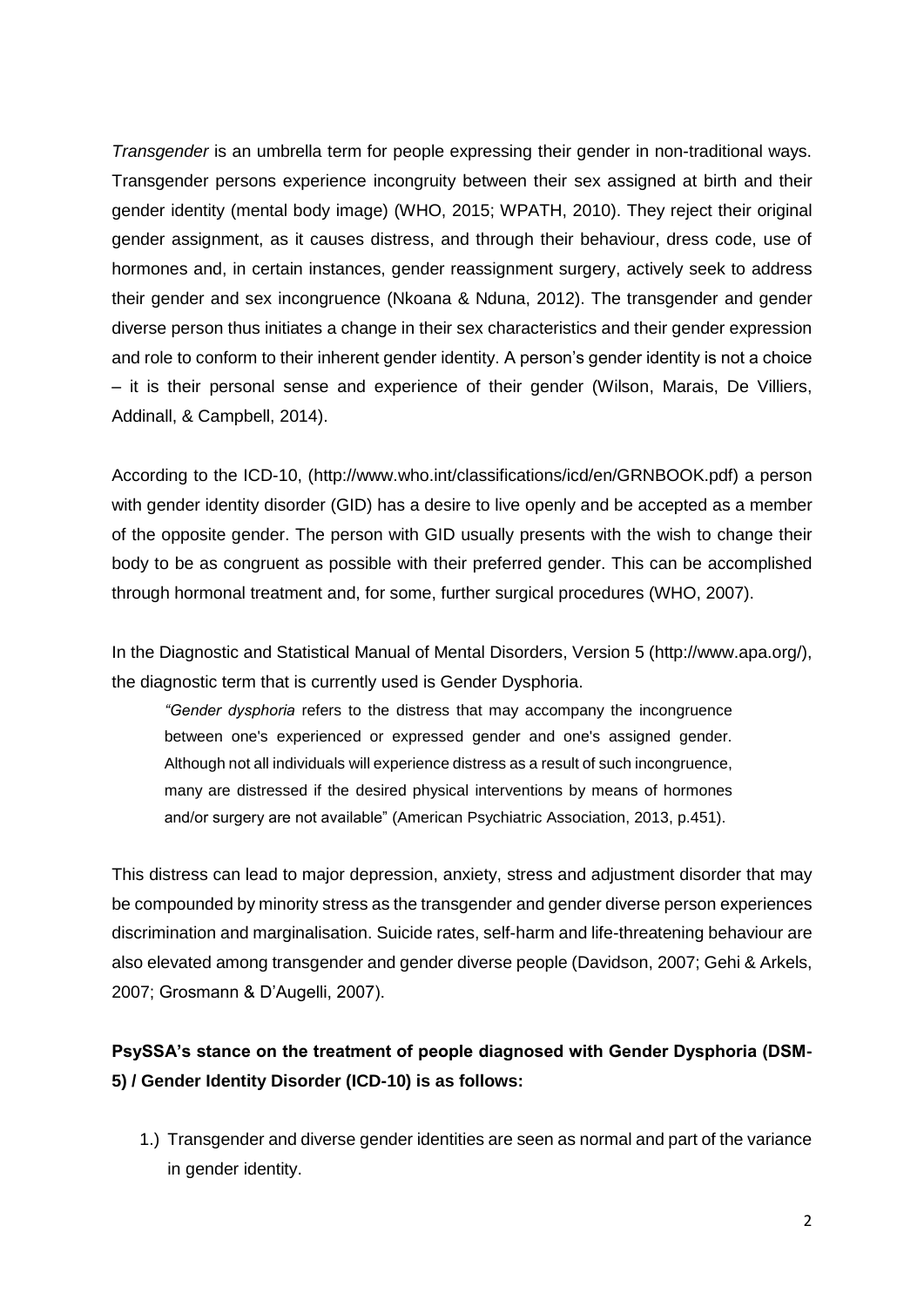*Transgender* is an umbrella term for people expressing their gender in non-traditional ways. Transgender persons experience incongruity between their sex assigned at birth and their gender identity (mental body image) (WHO, 2015; WPATH, 2010). They reject their original gender assignment, as it causes distress, and through their behaviour, dress code, use of hormones and, in certain instances, gender reassignment surgery, actively seek to address their gender and sex incongruence (Nkoana & Nduna, 2012). The transgender and gender diverse person thus initiates a change in their sex characteristics and their gender expression and role to conform to their inherent gender identity. A person's gender identity is not a choice – it is their personal sense and experience of their gender (Wilson, Marais, De Villiers, Addinall, & Campbell, 2014).

According to the ICD-10, (http://www.who.int/classifications/icd/en/GRNBOOK.pdf) a person with gender identity disorder (GID) has a desire to live openly and be accepted as a member of the opposite gender. The person with GID usually presents with the wish to change their body to be as congruent as possible with their preferred gender. This can be accomplished through hormonal treatment and, for some, further surgical procedures (WHO, 2007).

In the Diagnostic and Statistical Manual of Mental Disorders, Version 5 (http://www.apa.org/), the diagnostic term that is currently used is Gender Dysphoria.

> "*Gender dysphoria* refers to the distress that may accompany the incongruence between one's experienced or expressed gender and one's assigned gender. Although not all individuals will experience distress as a result of such incongruence, many are distressed if the desired physical interventions by means of hormones and/or surgery are not available" (American Psychiatric Association, 2013, p.451).

This distress can lead to major depression, anxiety, stress and adjustment disorder that may be compounded by minority stress as the transgender and gender diverse person experiences discrimination and marginalisation. Suicide rates, self-harm and life-threatening behaviour are also elevated among transgender and gender diverse people (Davidson, 2007; Gehi & Arkels, 2007; Grosmann & D'Augelli, 2007).

**PsySSA's stance on the treatment of people diagnosed with Gender Dysphoria (DSM-5) / Gender Identity Disorder (ICD-10) is as follows:**

1.) Transgender and diverse gender identities are seen as normal and part of the variance in gender identity.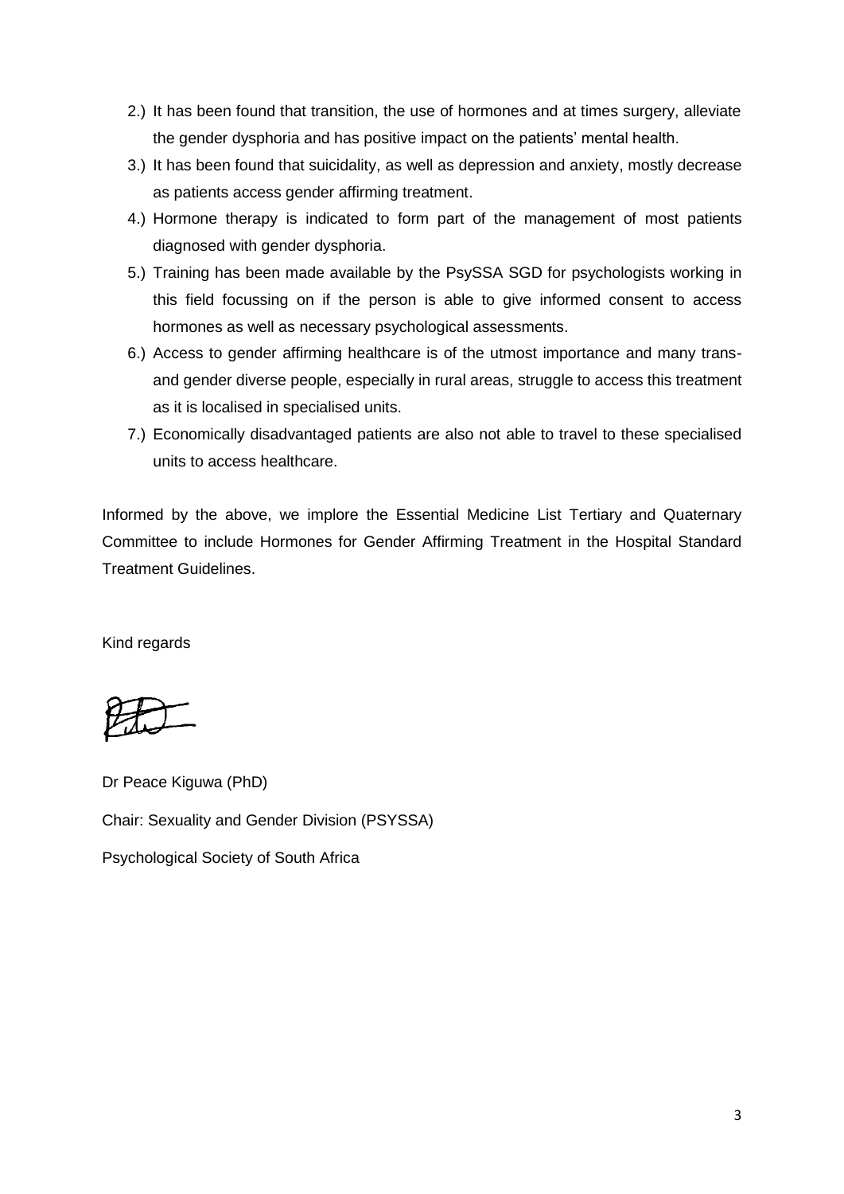2.) It has been found that transition, the use of hormones and at times surgery, alleviate the gender dysphoria and has positive impact on the patients' mental health.

3.) It has been found that suicidality, as well as depression and anxiety, mostly decrease as patients access gender affirming treatment.

4.) Hormone therapy is indicated to form part of the management of most patients diagnosed with gender dysphoria.

5.) Training has been made available by the PsySSA SGD for psychologists working in this field focussing on if the person is able to give informed consent to access hormones as well as necessary psychological assessments.

6.) Access to gender affirming healthcare is of the utmost importance and many trans- and gender diverse people, especially in rural areas, struggle to access this treatment as it is localised in specialised units.

7.) Economically disadvantaged patients are also not able to travel to these specialised units to access healthcare.

Informed by the above, we implore the Essential Medicine List Tertiary and Quaternary Committee to include Hormones for Gender Affirming Treatment in the Hospital Standard Treatment Guidelines.

Kind regards

Dr Peace Kiguwa (PhD)

Chair: Sexuality and Gender Division (PSYSSA)

Psychological Society of South Africa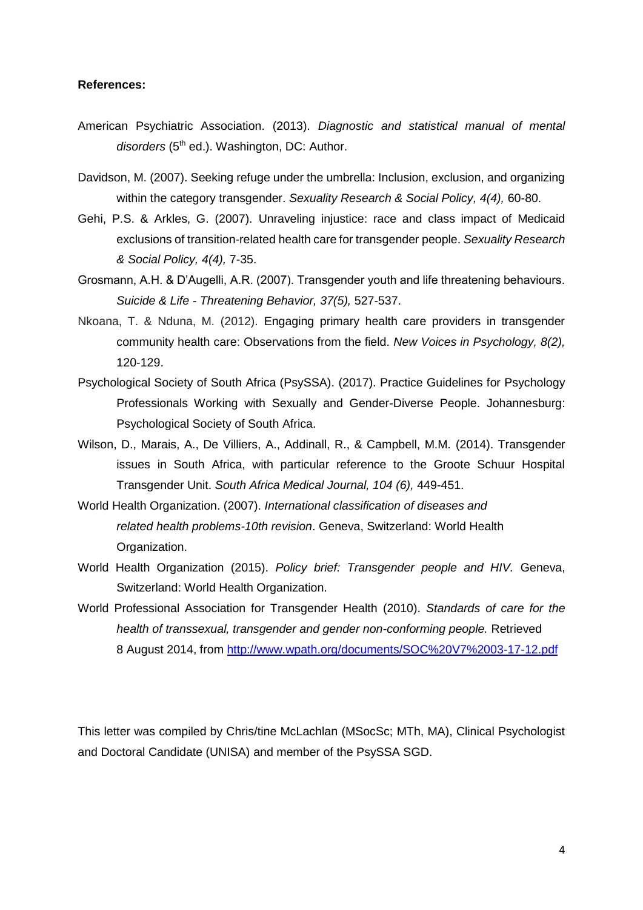**References:**

American Psychiatric Association. (2013). *Diagnostic and statistical manual of mental disorders* (5th ed.). Washington, DC: Author.

Davidson, M. (2007). Seeking refuge under the umbrella: Inclusion, exclusion, and organizing within the category transgender. *Sexuality Research & Social Policy, 4(4),* 60-80.

Gehi, P.S. & Arkles, G. (2007). Unraveling injustice: race and class impact of Medicaid exclusions of transition-related health care for transgender people. *Sexuality Research & Social Policy, 4(4),* 7-35.

Grosmann, A.H. & D'Augelli, A.R. (2007). Transgender youth and life threatening behaviours. *Suicide & Life - Threatening Behavior, 37(5),* 527-537.

Nkoana, T. & Nduna, M. (2012). Engaging primary health care providers in transgender community health care: Observations from the field. *New Voices in Psychology, 8(2),* 120-129.

Psychological Society of South Africa (PsySSA). (2017). Practice Guidelines for Psychology Professionals Working with Sexually and Gender-Diverse People. Johannesburg: Psychological Society of South Africa.

Wilson, D., Marais, A., De Villiers, A., Addinall, R., & Campbell, M.M. (2014). Transgender issues in South Africa, with particular reference to the Groote Schuur Hospital Transgender Unit. *South Africa Medical Journal, 104 (6),* 449-451.

World Health Organization. (2007). *International classification of diseases and related health problems-10th revision*. Geneva, Switzerland: World Health Organization.

World Health Organization (2015). *Policy brief: Transgender people and HIV.* Geneva, Switzerland: World Health Organization.

World Professional Association for Transgender Health (2010). *Standards of care for the health of transsexual, transgender and gender non-conforming people.* Retrieved 8 August 2014, from [http://www.wpath.org/documents/SOC%20V7%2003-17-12.pdf](http://www.wpath.org/documents/SOC%20V7%2003-17-12.pdf)

This letter was compiled by Chris/tine McLachlan (MSocSc; MTh, MA), Clinical Psychologist and Doctoral Candidate (UNISA) and member of the PsySSA SGD.